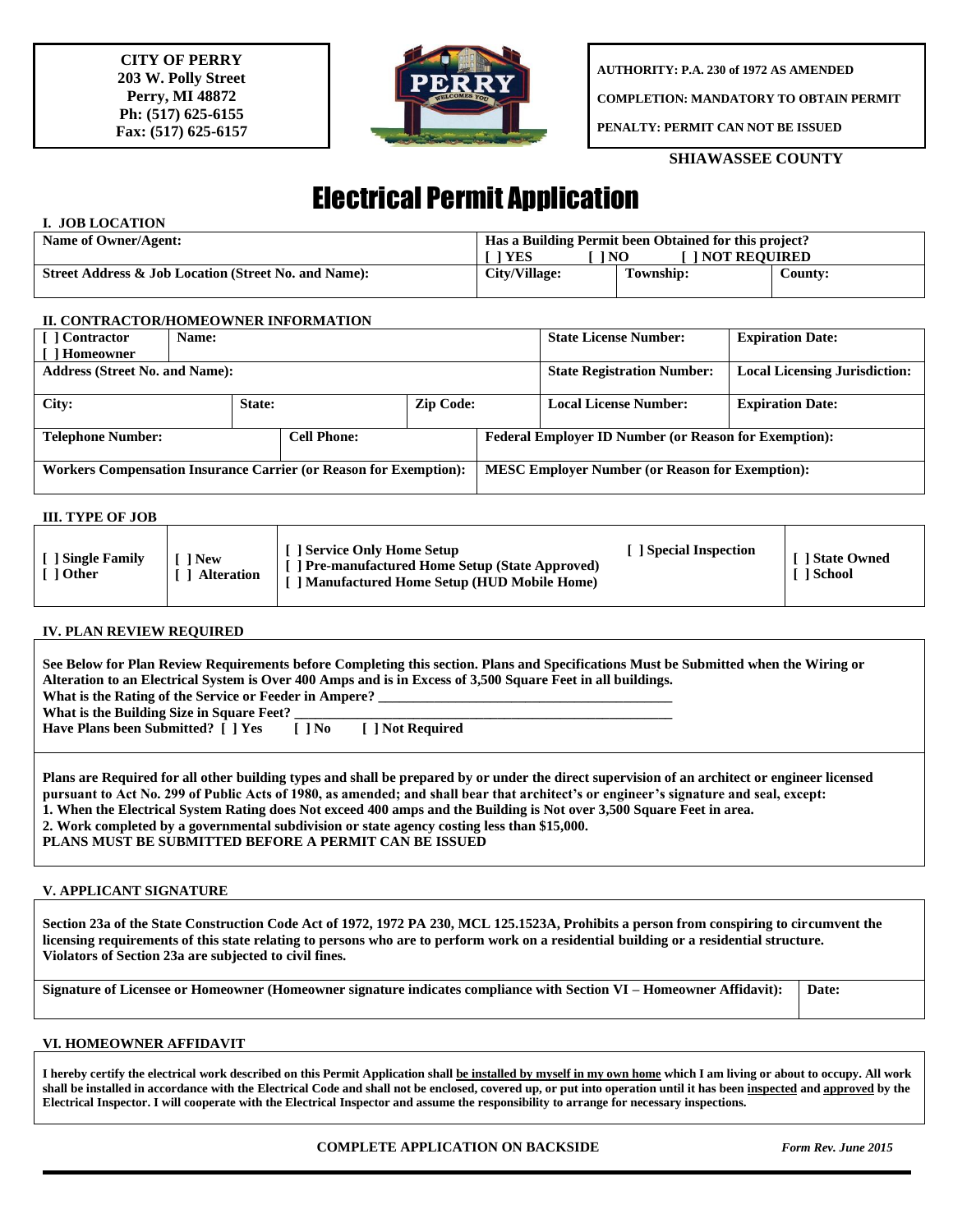**CITY OF PERRY**
**203 W. Polly Street**
**Perry, MI 48872**
**Ph: (517) 625-6155**
**Fax: (517) 625-6157**

**AUTHORITY: P.A. 230 of 1972 AS AMENDED**

**COMPLETION: MANDATORY TO OBTAIN PERMIT**

**PENALTY: PERMIT CAN NOT BE ISSUED**

**SHIAWASSEE COUNTY**

# Electrical Permit Application

**I. JOB LOCATION**

| Name of Owner/Agent: | Has a Building Permit been Obtained for this project? [ ] YES [ ] NO [ ] NOT REQUIRED | | |
|---|---|---|---|
| Street Address & Job Location (Street No. and Name): | City/Village: | Township: | County: |

**II. CONTRACTOR/HOMEOWNER INFORMATION**

| [ ] Contractor [ ] Homeowner | Name: | | | State License Number: | Expiration Date: |
|---|---|---|---|---|---|
| Address (Street No. and Name): | | | | State Registration Number: | Local Licensing Jurisdiction: |
| City: | State: | Zip Code: | | Local License Number: | Expiration Date: |
| Telephone Number: | Cell Phone: | | Federal Employer ID Number (or Reason for Exemption): | | |
| Workers Compensation Insurance Carrier (or Reason for Exemption): | | | MESC Employer Number (or Reason for Exemption): | | |

**III. TYPE OF JOB**

| | | | | |
|---|---|---|---|---|
| [ ] Single Family [ ] Other | [ ] New [ ] Alteration | [ ] Service Only Home Setup [ ] Pre-manufactured Home Setup (State Approved) [ ] Manufactured Home Setup (HUD Mobile Home) | [ ] Special Inspection | [ ] State Owned [ ] School |

**IV. PLAN REVIEW REQUIRED**

**See Below for Plan Review Requirements before Completing this section. Plans and Specifications Must be Submitted when the Wiring or Alteration to an Electrical System is Over 400 Amps and is in Excess of 3,500 Square Feet in all buildings.**
**What is the Rating of the Service or Feeder in Ampere?** ________________________________________
**What is the Building Size in Square Feet?** ________________________________________
**Have Plans been Submitted?** [ ] Yes [ ] No [ ] Not Required

**Plans are Required for all other building types and shall be prepared by or under the direct supervision of an architect or engineer licensed pursuant to Act No. 299 of Public Acts of 1980, as amended; and shall bear that architect's or engineer's signature and seal, except:**
**1. When the Electrical System Rating does Not exceed 400 amps and the Building is Not over 3,500 Square Feet in area.**
**2. Work completed by a governmental subdivision or state agency costing less than $15,000.**
**PLANS MUST BE SUBMITTED BEFORE A PERMIT CAN BE ISSUED**

**V. APPLICANT SIGNATURE**

**Section 23a of the State Construction Code Act of 1972, 1972 PA 230, MCL 125.1523A, Prohibits a person from conspiring to circumvent the licensing requirements of this state relating to persons who are to perform work on a residential building or a residential structure. Violators of Section 23a are subjected to civil fines.**

| Signature of Licensee or Homeowner (Homeowner signature indicates compliance with Section VI – Homeowner Affidavit): | Date: |
|---|---|

**VI. HOMEOWNER AFFIDAVIT**

**I hereby certify the electrical work described on this Permit Application shall be installed by myself in my own home which I am living or about to occupy. All work shall be installed in accordance with the Electrical Code and shall not be enclosed, covered up, or put into operation until it has been inspected and approved by the Electrical Inspector. I will cooperate with the Electrical Inspector and assume the responsibility to arrange for necessary inspections.**

**COMPLETE APPLICATION ON BACKSIDE**

*Form Rev. June 2015*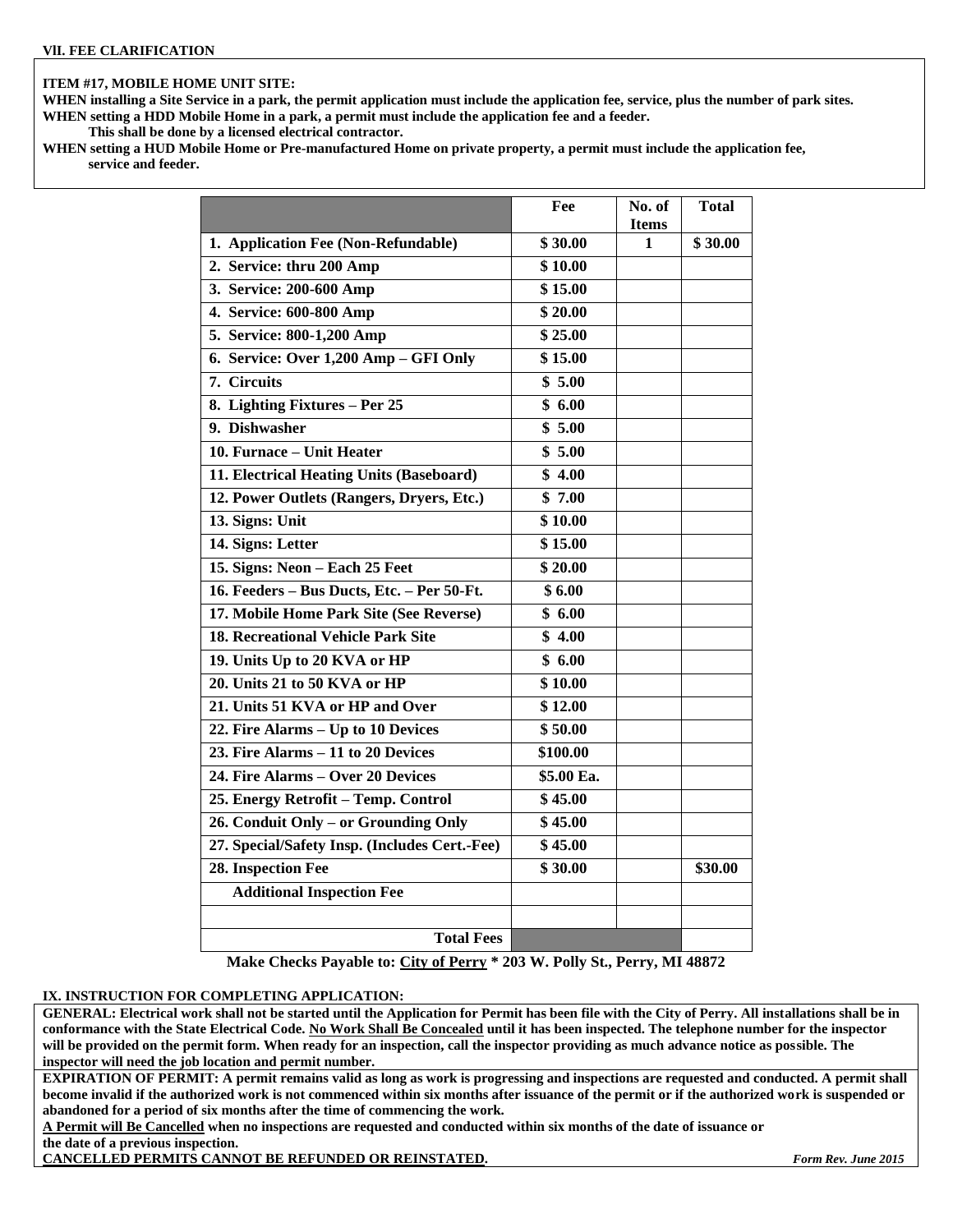### VII. FEE CLARIFICATION

**ITEM #17, MOBILE HOME UNIT SITE:**

**WHEN installing a Site Service in a park, the permit application must include the application fee, service, plus the number of park sites.**
**WHEN setting a HDD Mobile Home in a park, a permit must include the application fee and a feeder.**
**This shall be done by a licensed electrical contractor.**
**WHEN setting a HUD Mobile Home or Pre-manufactured Home on private property, a permit must include the application fee, service and feeder.**

| | Fee | No. of Items | Total |
|---|---|---|---|
| 1. Application Fee (Non-Refundable) | $ 30.00 | 1 | $ 30.00 |
| 2. Service: thru 200 Amp | $ 10.00 | | |
| 3. Service: 200-600 Amp | $ 15.00 | | |
| 4. Service: 600-800 Amp | $ 20.00 | | |
| 5. Service: 800-1,200 Amp | $ 25.00 | | |
| 6. Service: Over 1,200 Amp – GFI Only | $ 15.00 | | |
| 7. Circuits | $ 5.00 | | |
| 8. Lighting Fixtures – Per 25 | $ 6.00 | | |
| 9. Dishwasher | $ 5.00 | | |
| 10. Furnace – Unit Heater | $ 5.00 | | |
| 11. Electrical Heating Units (Baseboard) | $ 4.00 | | |
| 12. Power Outlets (Rangers, Dryers, Etc.) | $ 7.00 | | |
| 13. Signs: Unit | $ 10.00 | | |
| 14. Signs: Letter | $ 15.00 | | |
| 15. Signs: Neon – Each 25 Feet | $ 20.00 | | |
| 16. Feeders – Bus Ducts, Etc. – Per 50-Ft. | $ 6.00 | | |
| 17. Mobile Home Park Site (See Reverse) | $ 6.00 | | |
| 18. Recreational Vehicle Park Site | $ 4.00 | | |
| 19. Units Up to 20 KVA or HP | $ 6.00 | | |
| 20. Units 21 to 50 KVA or HP | $ 10.00 | | |
| 21. Units 51 KVA or HP and Over | $ 12.00 | | |
| 22. Fire Alarms – Up to 10 Devices | $ 50.00 | | |
| 23. Fire Alarms – 11 to 20 Devices | $100.00 | | |
| 24. Fire Alarms – Over 20 Devices | $5.00 Ea. | | |
| 25. Energy Retrofit – Temp. Control | $ 45.00 | | |
| 26. Conduit Only – or Grounding Only | $ 45.00 | | |
| 27. Special/Safety Insp. (Includes Cert.-Fee) | $ 45.00 | | |
| 28. Inspection Fee | $ 30.00 | | $30.00 |
| Additional Inspection Fee | | | |
| | | | |
| Total Fees | | | |

**Make Checks Payable to: City of Perry * 203 W. Polly St., Perry, MI 48872**

### IX. INSTRUCTION FOR COMPLETING APPLICATION:

**GENERAL: Electrical work shall not be started until the Application for Permit has been file with the City of Perry. All installations shall be in conformance with the State Electrical Code. No Work Shall Be Concealed until it has been inspected. The telephone number for the inspector will be provided on the permit form. When ready for an inspection, call the inspector providing as much advance notice as possible. The inspector will need the job location and permit number.**

**EXPIRATION OF PERMIT: A permit remains valid as long as work is progressing and inspections are requested and conducted. A permit shall become invalid if the authorized work is not commenced within six months after issuance of the permit or if the authorized work is suspended or abandoned for a period of six months after the time of commencing the work.**

**A Permit will Be Cancelled when no inspections are requested and conducted within six months of the date of issuance or the date of a previous inspection.**

**CANCELLED PERMITS CANNOT BE REFUNDED OR REINSTATED.**

*Form Rev. June 2015*